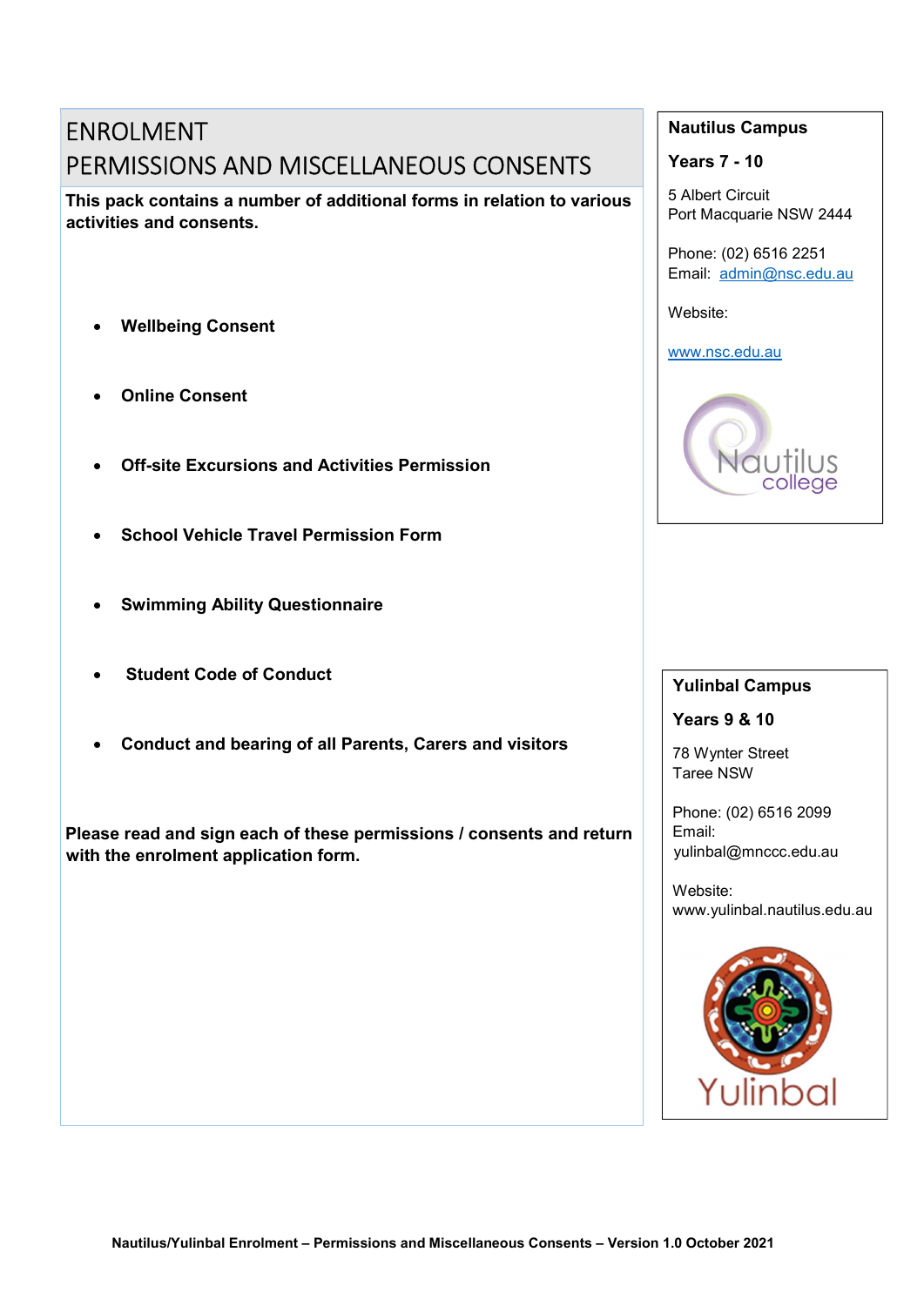# ENROLMENT
# PERMISSIONS AND MISCELLANEOUS CONSENTS

**This pack contains a number of additional forms in relation to various activities and consents.**

- **Wellbeing Consent**
- **Online Consent**
- **Off-site Excursions and Activities Permission**
- **School Vehicle Travel Permission Form**
- **Swimming Ability Questionnaire**
- **Student Code of Conduct**
- **Conduct and bearing of all Parents, Carers and visitors**

**Please read and sign each of these permissions / consents and return with the enrolment application form.**

**Nautilus Campus**

**Years 7 - 10**

5 Albert Circuit
Port Macquarie NSW 2444

Phone: (02) 6516 2251
Email: admin@nsc.edu.au

Website:

www.nsc.edu.au

Nautilus college

**Yulinbal Campus**

**Years 9 & 10**

78 Wynter Street
Taree NSW

Phone: (02) 6516 2099
Email:
yulinbal@mnccc.edu.au

Website:
www.yulinbal.nautilus.edu.au

Yulinbal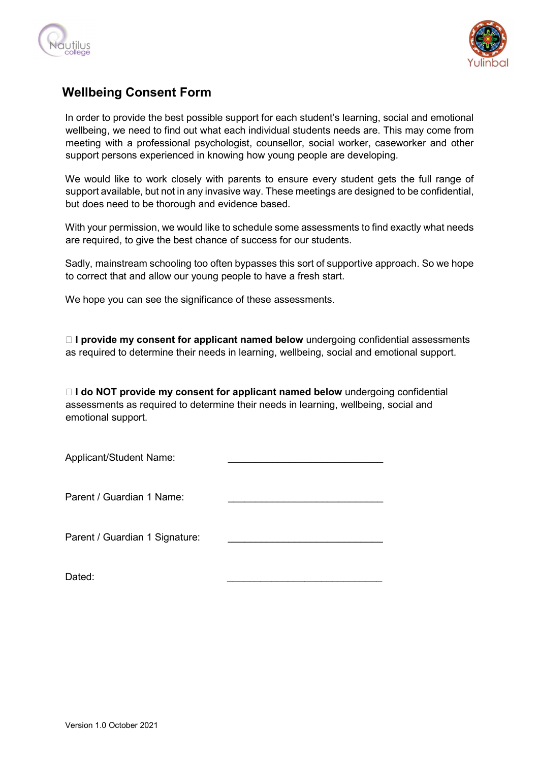# Wellbeing Consent Form

In order to provide the best possible support for each student's learning, social and emotional wellbeing, we need to find out what each individual students needs are. This may come from meeting with a professional psychologist, counsellor, social worker, caseworker and other support persons experienced in knowing how young people are developing.

We would like to work closely with parents to ensure every student gets the full range of support available, but not in any invasive way. These meetings are designed to be confidential, but does need to be thorough and evidence based.

With your permission, we would like to schedule some assessments to find exactly what needs are required, to give the best chance of success for our students.

Sadly, mainstream schooling too often bypasses this sort of supportive approach. So we hope to correct that and allow our young people to have a fresh start.

We hope you can see the significance of these assessments.

☐ **I provide my consent for applicant named below** undergoing confidential assessments as required to determine their needs in learning, wellbeing, social and emotional support.

☐ **I do NOT provide my consent for applicant named below** undergoing confidential assessments as required to determine their needs in learning, wellbeing, social and emotional support.

Applicant/Student Name: ____________________________

Parent / Guardian 1 Name: ____________________________

Parent / Guardian 1 Signature: ____________________________

Dated: ____________________________

Version 1.0 October 2021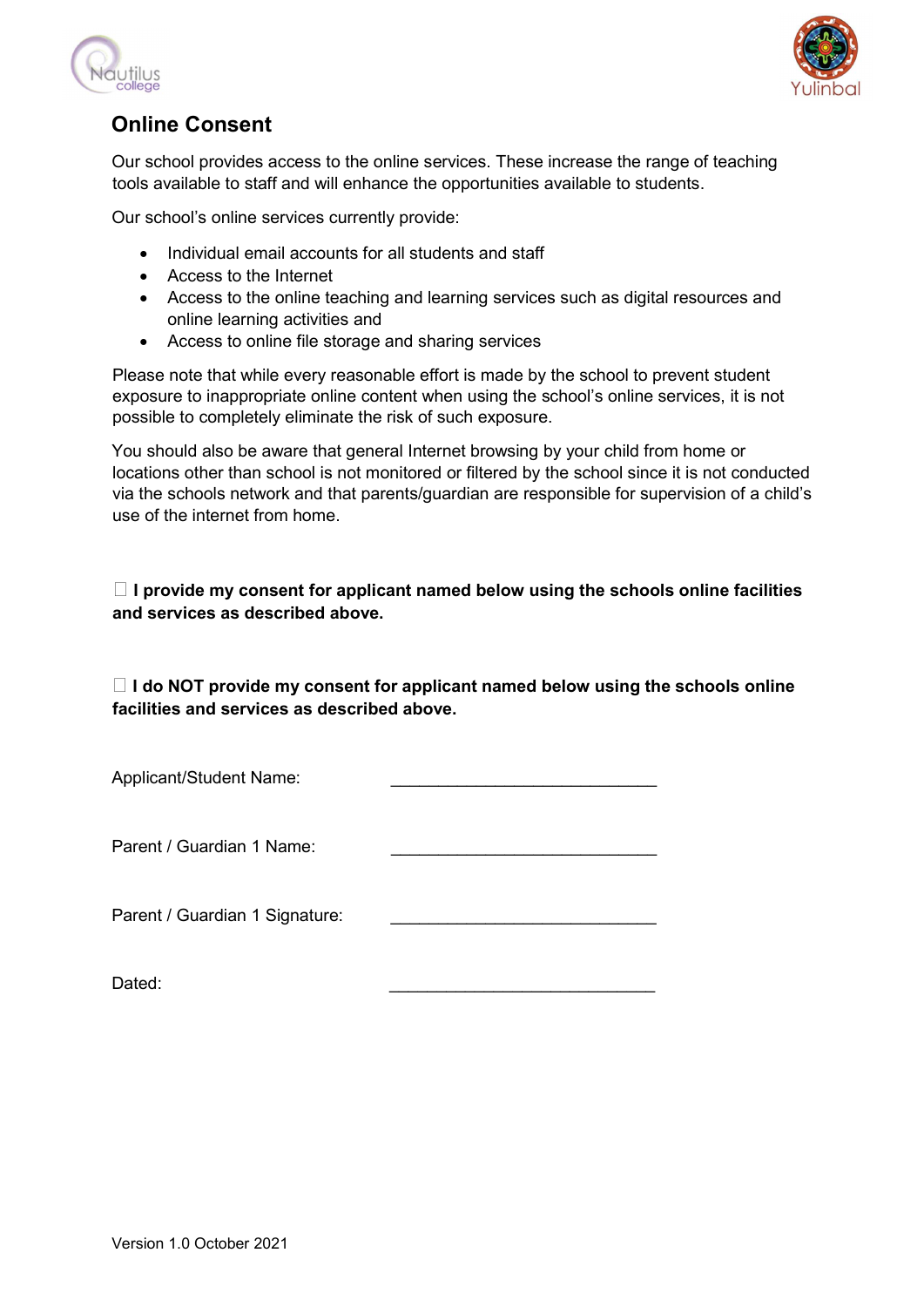## Online Consent

Our school provides access to the online services. These increase the range of teaching tools available to staff and will enhance the opportunities available to students.

Our school's online services currently provide:

- Individual email accounts for all students and staff
- Access to the Internet
- Access to the online teaching and learning services such as digital resources and online learning activities and
- Access to online file storage and sharing services

Please note that while every reasonable effort is made by the school to prevent student exposure to inappropriate online content when using the school's online services, it is not possible to completely eliminate the risk of such exposure.

You should also be aware that general Internet browsing by your child from home or locations other than school is not monitored or filtered by the school since it is not conducted via the schools network and that parents/guardian are responsible for supervision of a child's use of the internet from home.

☐ **I provide my consent for applicant named below using the schools online facilities and services as described above.**

☐ **I do NOT provide my consent for applicant named below using the schools online facilities and services as described above.**

Applicant/Student Name: ____________________________

Parent / Guardian 1 Name: ____________________________

Parent / Guardian 1 Signature: ____________________________

Dated: ____________________________

Version 1.0 October 2021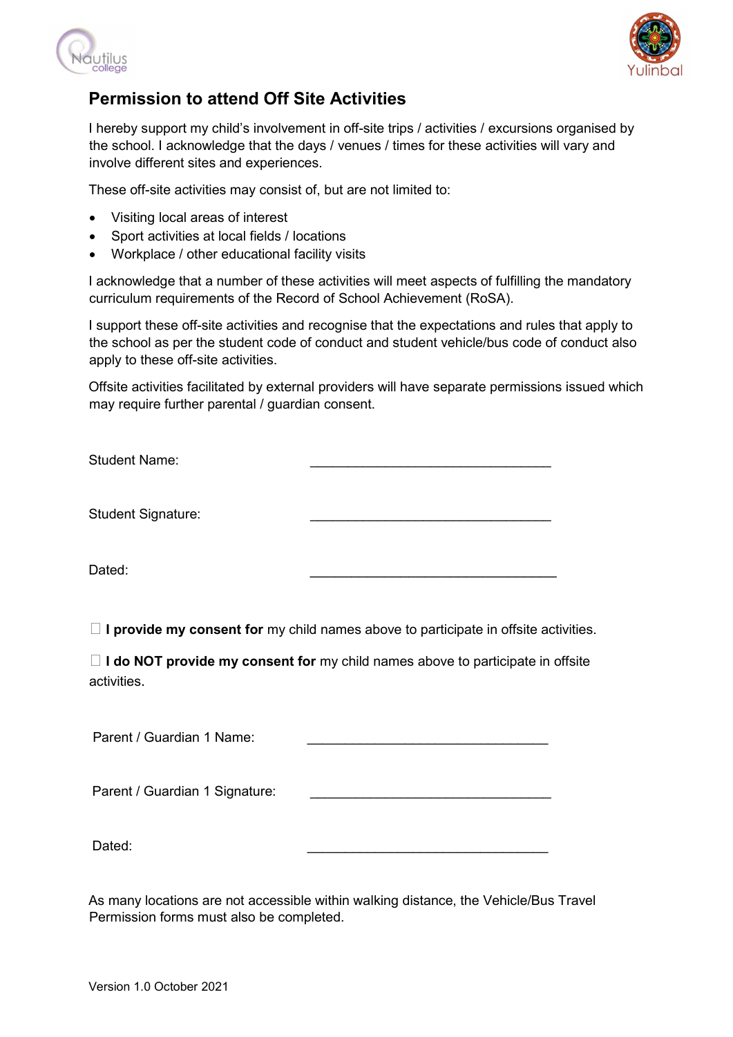## Permission to attend Off Site Activities

I hereby support my child's involvement in off-site trips / activities / excursions organised by the school. I acknowledge that the days / venues / times for these activities will vary and involve different sites and experiences.

These off-site activities may consist of, but are not limited to:

- Visiting local areas of interest
- Sport activities at local fields / locations
- Workplace / other educational facility visits

I acknowledge that a number of these activities will meet aspects of fulfilling the mandatory curriculum requirements of the Record of School Achievement (RoSA).

I support these off-site activities and recognise that the expectations and rules that apply to the school as per the student code of conduct and student vehicle/bus code of conduct also apply to these off-site activities.

Offsite activities facilitated by external providers will have separate permissions issued which may require further parental / guardian consent.

Student Name: ________________________________

Student Signature: ________________________________

Dated: ________________________________

☐ **I provide my consent for** my child names above to participate in offsite activities.

☐ **I do NOT provide my consent for** my child names above to participate in offsite activities.

Parent / Guardian 1 Name: ________________________________

Parent / Guardian 1 Signature: ________________________________

Dated: ________________________________

As many locations are not accessible within walking distance, the Vehicle/Bus Travel Permission forms must also be completed.

Version 1.0 October 2021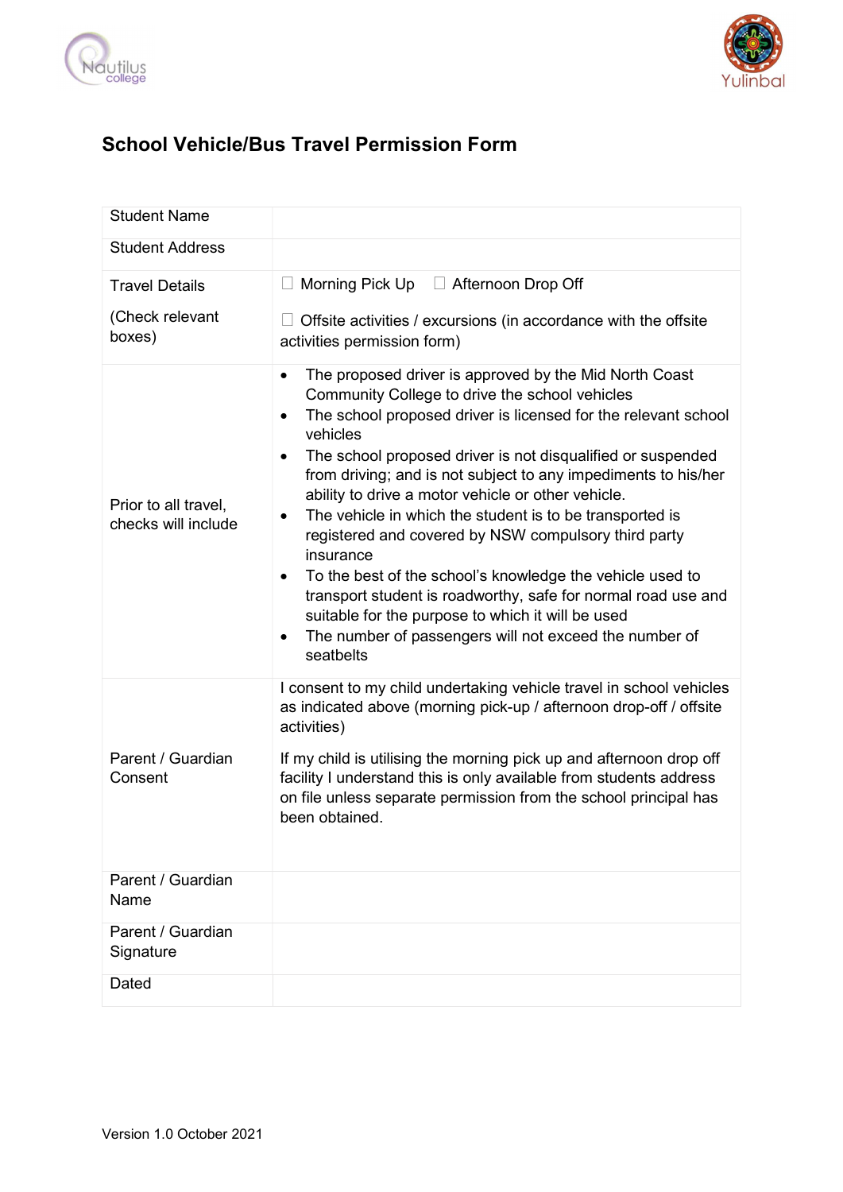# School Vehicle/Bus Travel Permission Form

| | |
|---|---|
| Student Name | |
| Student Address | |
| Travel Details<br><br>(Check relevant boxes) | ☐ Morning Pick Up ☐ Afternoon Drop Off<br><br>☐ Offsite activities / excursions (in accordance with the offsite activities permission form) |
| Prior to all travel, checks will include | • The proposed driver is approved by the Mid North Coast Community College to drive the school vehicles<br>• The school proposed driver is licensed for the relevant school vehicles<br>• The school proposed driver is not disqualified or suspended from driving; and is not subject to any impediments to his/her ability to drive a motor vehicle or other vehicle.<br>• The vehicle in which the student is to be transported is registered and covered by NSW compulsory third party insurance<br>• To the best of the school's knowledge the vehicle used to transport student is roadworthy, safe for normal road use and suitable for the purpose to which it will be used<br>• The number of passengers will not exceed the number of seatbelts |
| Parent / Guardian Consent | I consent to my child undertaking vehicle travel in school vehicles as indicated above (morning pick-up / afternoon drop-off / offsite activities)<br><br>If my child is utilising the morning pick up and afternoon drop off facility I understand this is only available from students address on file unless separate permission from the school principal has been obtained. |
| Parent / Guardian Name | |
| Parent / Guardian Signature | |
| Dated | |

Version 1.0 October 2021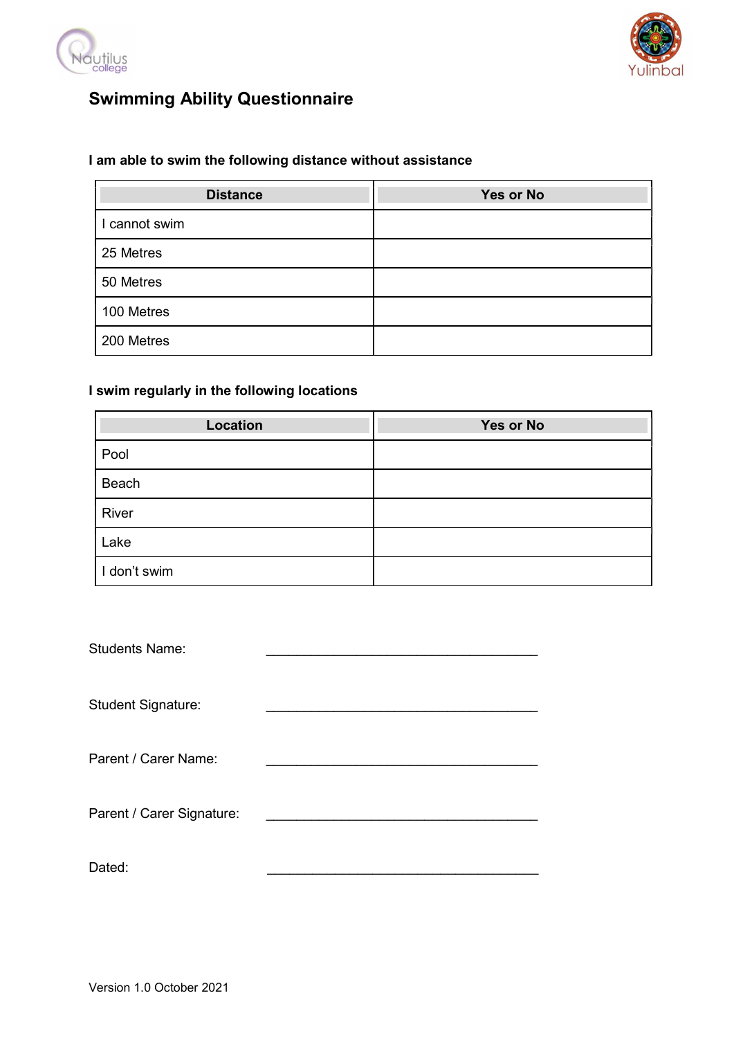# Swimming Ability Questionnaire

**I am able to swim the following distance without assistance**

| Distance | Yes or No |
|---|---|
| I cannot swim | |
| 25 Metres | |
| 50 Metres | |
| 100 Metres | |
| 200 Metres | |

**I swim regularly in the following locations**

| Location | Yes or No |
|---|---|
| Pool | |
| Beach | |
| River | |
| Lake | |
| I don't swim | |

Students Name: ______________________________________

Student Signature: ______________________________________

Parent / Carer Name: ______________________________________

Parent / Carer Signature: ______________________________________

Dated: ______________________________________

Version 1.0 October 2021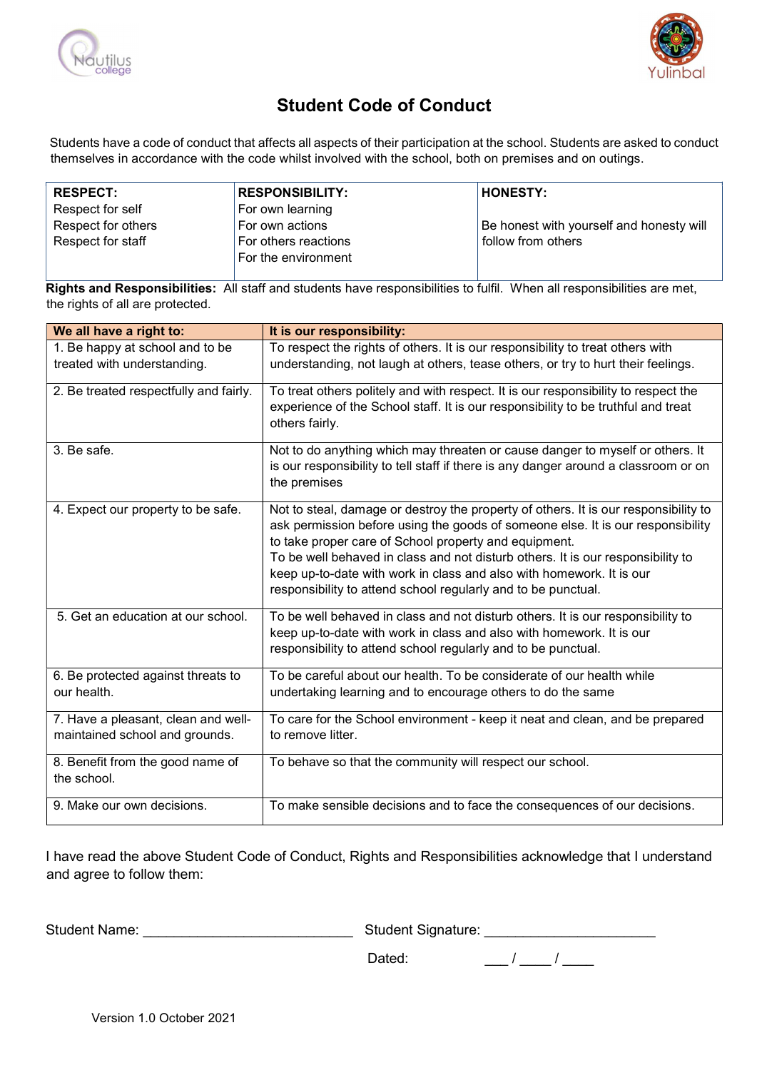# Student Code of Conduct

Students have a code of conduct that affects all aspects of their participation at the school. Students are asked to conduct themselves in accordance with the code whilst involved with the school, both on premises and on outings.

| **RESPECT:** | **RESPONSIBILITY:** | **HONESTY:** |
|---|---|---|
| Respect for self<br>Respect for others<br>Respect for staff | For own learning<br>For own actions<br>For others reactions<br>For the environment | Be honest with yourself and honesty will follow from others |

**Rights and Responsibilities:** All staff and students have responsibilities to fulfil. When all responsibilities are met, the rights of all are protected.

| We all have a right to: | It is our responsibility: |
|---|---|
| 1. Be happy at school and to be treated with understanding. | To respect the rights of others. It is our responsibility to treat others with understanding, not laugh at others, tease others, or try to hurt their feelings. |
| 2. Be treated respectfully and fairly. | To treat others politely and with respect. It is our responsibility to respect the experience of the School staff. It is our responsibility to be truthful and treat others fairly. |
| 3. Be safe. | Not to do anything which may threaten or cause danger to myself or others. It is our responsibility to tell staff if there is any danger around a classroom or on the premises |
| 4. Expect our property to be safe. | Not to steal, damage or destroy the property of others. It is our responsibility to ask permission before using the goods of someone else. It is our responsibility to take proper care of School property and equipment.<br>To be well behaved in class and not disturb others. It is our responsibility to keep up-to-date with work in class and also with homework. It is our responsibility to attend school regularly and to be punctual. |
| 5. Get an education at our school. | To be well behaved in class and not disturb others. It is our responsibility to keep up-to-date with work in class and also with homework. It is our responsibility to attend school regularly and to be punctual. |
| 6. Be protected against threats to our health. | To be careful about our health. To be considerate of our health while undertaking learning and to encourage others to do the same |
| 7. Have a pleasant, clean and well-maintained school and grounds. | To care for the School environment - keep it neat and clean, and be prepared to remove litter. |
| 8. Benefit from the good name of the school. | To behave so that the community will respect our school. |
| 9. Make our own decisions. | To make sensible decisions and to face the consequences of our decisions. |

I have read the above Student Code of Conduct, Rights and Responsibilities acknowledge that I understand and agree to follow them:

Student Name: ___________________________ Student Signature: ______________________

Dated: ___ / ____ / ____

Version 1.0 October 2021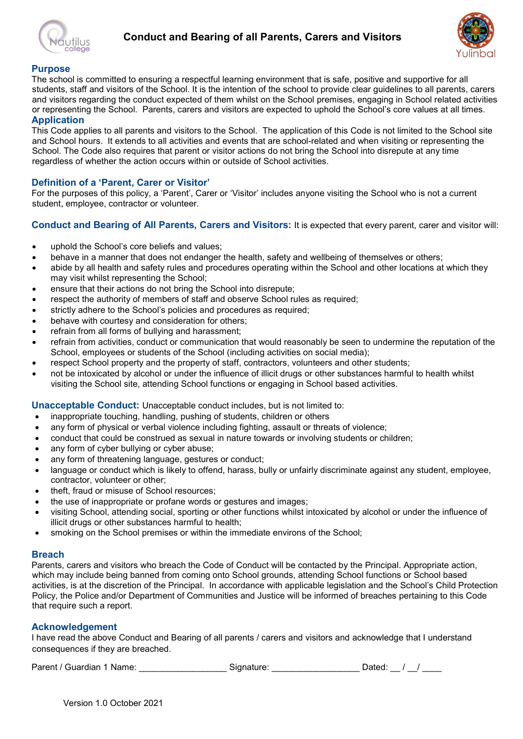# Conduct and Bearing of all Parents, Carers and Visitors

## Purpose

The school is committed to ensuring a respectful learning environment that is safe, positive and supportive for all students, staff and visitors of the School. It is the intention of the school to provide clear guidelines to all parents, carers and visitors regarding the conduct expected of them whilst on the School premises, engaging in School related activities or representing the School. Parents, carers and visitors are expected to uphold the School's core values at all times.

## Application

This Code applies to all parents and visitors to the School. The application of this Code is not limited to the School site and School hours. It extends to all activities and events that are school-related and when visiting or representing the School. The Code also requires that parent or visitor actions do not bring the School into disrepute at any time regardless of whether the action occurs within or outside of School activities.

## Definition of a 'Parent, Carer or Visitor'

For the purposes of this policy, a 'Parent', Carer or 'Visitor' includes anyone visiting the School who is not a current student, employee, contractor or volunteer.

**Conduct and Bearing of All Parents, Carers and Visitors:** It is expected that every parent, carer and visitor will:

- uphold the School's core beliefs and values;
- behave in a manner that does not endanger the health, safety and wellbeing of themselves or others;
- abide by all health and safety rules and procedures operating within the School and other locations at which they may visit whilst representing the School;
- ensure that their actions do not bring the School into disrepute;
- respect the authority of members of staff and observe School rules as required;
- strictly adhere to the School's policies and procedures as required;
- behave with courtesy and consideration for others;
- refrain from all forms of bullying and harassment;
- refrain from activities, conduct or communication that would reasonably be seen to undermine the reputation of the School, employees or students of the School (including activities on social media);
- respect School property and the property of staff, contractors, volunteers and other students;
- not be intoxicated by alcohol or under the influence of illicit drugs or other substances harmful to health whilst visiting the School site, attending School functions or engaging in School based activities.

**Unacceptable Conduct:** Unacceptable conduct includes, but is not limited to:

- inappropriate touching, handling, pushing of students, children or others
- any form of physical or verbal violence including fighting, assault or threats of violence;
- conduct that could be construed as sexual in nature towards or involving students or children;
- any form of cyber bullying or cyber abuse;
- any form of threatening language, gestures or conduct;
- language or conduct which is likely to offend, harass, bully or unfairly discriminate against any student, employee, contractor, volunteer or other;
- theft, fraud or misuse of School resources;
- the use of inappropriate or profane words or gestures and images;
- visiting School, attending social, sporting or other functions whilst intoxicated by alcohol or under the influence of illicit drugs or other substances harmful to health;
- smoking on the School premises or within the immediate environs of the School;

## Breach

Parents, carers and visitors who breach the Code of Conduct will be contacted by the Principal. Appropriate action, which may include being banned from coming onto School grounds, attending School functions or School based activities, is at the discretion of the Principal. In accordance with applicable legislation and the School's Child Protection Policy, the Police and/or Department of Communities and Justice will be informed of breaches pertaining to this Code that require such a report.

## Acknowledgement

I have read the above Conduct and Bearing of all parents / carers and visitors and acknowledge that I understand consequences if they are breached.

Parent / Guardian 1 Name: ___________________ Signature: ___________________ Dated: __ / __/ ____

Version 1.0 October 2021